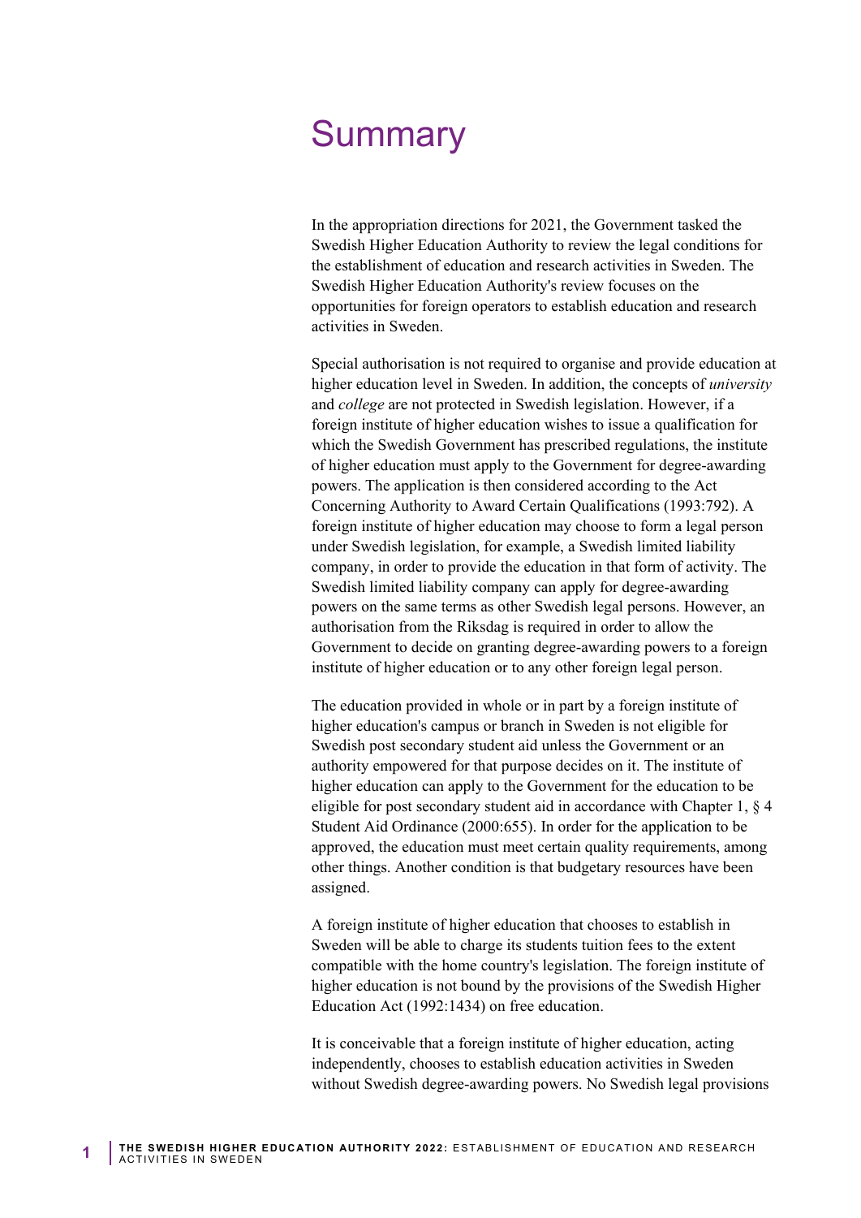# Summary

In the appropriation directions for 2021, the Government tasked the Swedish Higher Education Authority to review the legal conditions for the establishment of education and research activities in Sweden. The Swedish Higher Education Authority's review focuses on the opportunities for foreign operators to establish education and research activities in Sweden.

Special authorisation is not required to organise and provide education at higher education level in Sweden. In addition, the concepts of *university* and *college* are not protected in Swedish legislation. However, if a foreign institute of higher education wishes to issue a qualification for which the Swedish Government has prescribed regulations, the institute of higher education must apply to the Government for degree-awarding powers. The application is then considered according to the Act Concerning Authority to Award Certain Qualifications (1993:792). A foreign institute of higher education may choose to form a legal person under Swedish legislation, for example, a Swedish limited liability company, in order to provide the education in that form of activity. The Swedish limited liability company can apply for degree-awarding powers on the same terms as other Swedish legal persons. However, an authorisation from the Riksdag is required in order to allow the Government to decide on granting degree-awarding powers to a foreign institute of higher education or to any other foreign legal person.

The education provided in whole or in part by a foreign institute of higher education's campus or branch in Sweden is not eligible for Swedish post secondary student aid unless the Government or an authority empowered for that purpose decides on it. The institute of higher education can apply to the Government for the education to be eligible for post secondary student aid in accordance with Chapter 1, § 4 Student Aid Ordinance (2000:655). In order for the application to be approved, the education must meet certain quality requirements, among other things. Another condition is that budgetary resources have been assigned.

A foreign institute of higher education that chooses to establish in Sweden will be able to charge its students tuition fees to the extent compatible with the home country's legislation. The foreign institute of higher education is not bound by the provisions of the Swedish Higher Education Act (1992:1434) on free education.

It is conceivable that a foreign institute of higher education, acting independently, chooses to establish education activities in Sweden without Swedish degree-awarding powers. No Swedish legal provisions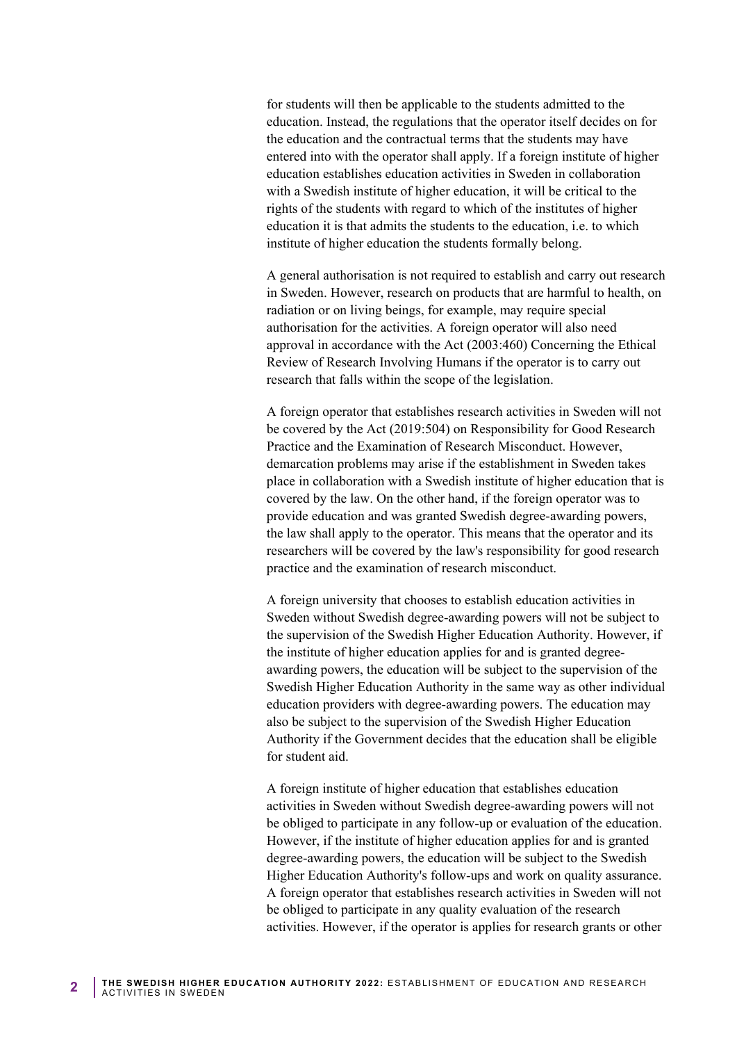for students will then be applicable to the students admitted to the education. Instead, the regulations that the operator itself decides on for the education and the contractual terms that the students may have entered into with the operator shall apply. If a foreign institute of higher education establishes education activities in Sweden in collaboration with a Swedish institute of higher education, it will be critical to the rights of the students with regard to which of the institutes of higher education it is that admits the students to the education, i.e. to which institute of higher education the students formally belong.

A general authorisation is not required to establish and carry out research in Sweden. However, research on products that are harmful to health, on radiation or on living beings, for example, may require special authorisation for the activities. A foreign operator will also need approval in accordance with the Act (2003:460) Concerning the Ethical Review of Research Involving Humans if the operator is to carry out research that falls within the scope of the legislation.

A foreign operator that establishes research activities in Sweden will not be covered by the Act (2019:504) on Responsibility for Good Research Practice and the Examination of Research Misconduct. However, demarcation problems may arise if the establishment in Sweden takes place in collaboration with a Swedish institute of higher education that is covered by the law. On the other hand, if the foreign operator was to provide education and was granted Swedish degree-awarding powers, the law shall apply to the operator. This means that the operator and its researchers will be covered by the law's responsibility for good research practice and the examination of research misconduct.

A foreign university that chooses to establish education activities in Sweden without Swedish degree-awarding powers will not be subject to the supervision of the Swedish Higher Education Authority. However, if the institute of higher education applies for and is granted degree-awarding powers, the education will be subject to the supervision of the Swedish Higher Education Authority in the same way as other individual education providers with degree-awarding powers. The education may also be subject to the supervision of the Swedish Higher Education Authority if the Government decides that the education shall be eligible for student aid.

A foreign institute of higher education that establishes education activities in Sweden without Swedish degree-awarding powers will not be obliged to participate in any follow-up or evaluation of the education. However, if the institute of higher education applies for and is granted degree-awarding powers, the education will be subject to the Swedish Higher Education Authority's follow-ups and work on quality assurance. A foreign operator that establishes research activities in Sweden will not be obliged to participate in any quality evaluation of the research activities. However, if the operator is applies for research grants or other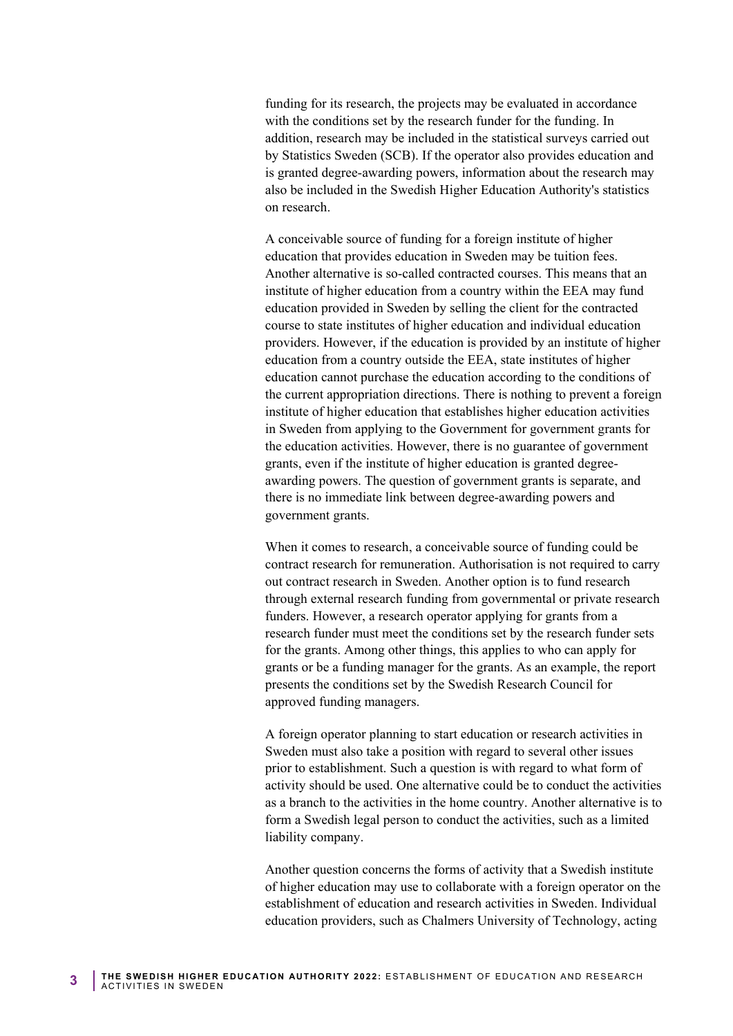funding for its research, the projects may be evaluated in accordance with the conditions set by the research funder for the funding. In addition, research may be included in the statistical surveys carried out by Statistics Sweden (SCB). If the operator also provides education and is granted degree-awarding powers, information about the research may also be included in the Swedish Higher Education Authority's statistics on research.

A conceivable source of funding for a foreign institute of higher education that provides education in Sweden may be tuition fees. Another alternative is so-called contracted courses. This means that an institute of higher education from a country within the EEA may fund education provided in Sweden by selling the client for the contracted course to state institutes of higher education and individual education providers. However, if the education is provided by an institute of higher education from a country outside the EEA, state institutes of higher education cannot purchase the education according to the conditions of the current appropriation directions. There is nothing to prevent a foreign institute of higher education that establishes higher education activities in Sweden from applying to the Government for government grants for the education activities. However, there is no guarantee of government grants, even if the institute of higher education is granted degree-awarding powers. The question of government grants is separate, and there is no immediate link between degree-awarding powers and government grants.

When it comes to research, a conceivable source of funding could be contract research for remuneration. Authorisation is not required to carry out contract research in Sweden. Another option is to fund research through external research funding from governmental or private research funders. However, a research operator applying for grants from a research funder must meet the conditions set by the research funder sets for the grants. Among other things, this applies to who can apply for grants or be a funding manager for the grants. As an example, the report presents the conditions set by the Swedish Research Council for approved funding managers.

A foreign operator planning to start education or research activities in Sweden must also take a position with regard to several other issues prior to establishment. Such a question is with regard to what form of activity should be used. One alternative could be to conduct the activities as a branch to the activities in the home country. Another alternative is to form a Swedish legal person to conduct the activities, such as a limited liability company.

Another question concerns the forms of activity that a Swedish institute of higher education may use to collaborate with a foreign operator on the establishment of education and research activities in Sweden. Individual education providers, such as Chalmers University of Technology, acting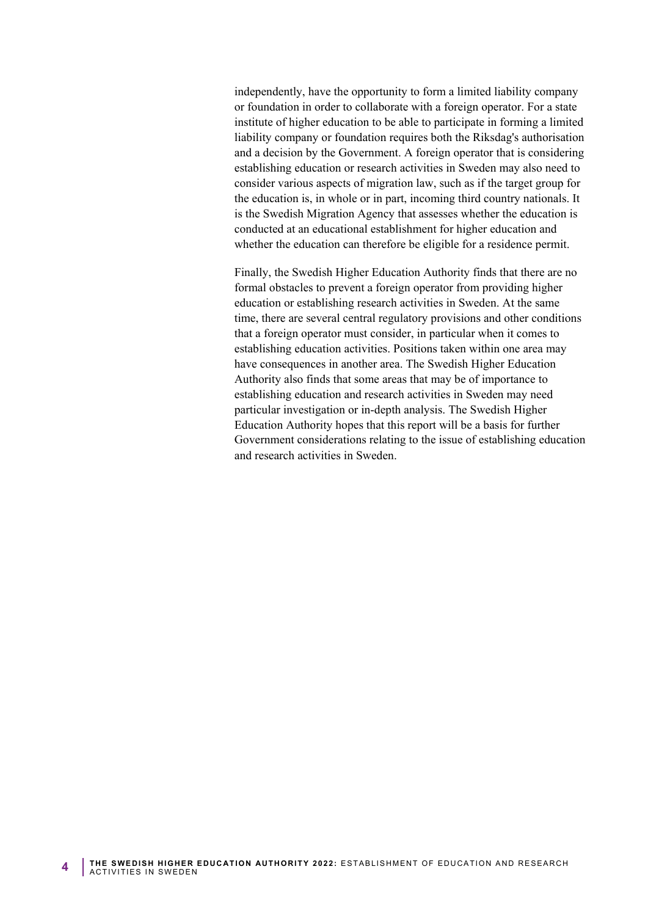independently, have the opportunity to form a limited liability company or foundation in order to collaborate with a foreign operator. For a state institute of higher education to be able to participate in forming a limited liability company or foundation requires both the Riksdag's authorisation and a decision by the Government. A foreign operator that is considering establishing education or research activities in Sweden may also need to consider various aspects of migration law, such as if the target group for the education is, in whole or in part, incoming third country nationals. It is the Swedish Migration Agency that assesses whether the education is conducted at an educational establishment for higher education and whether the education can therefore be eligible for a residence permit.

Finally, the Swedish Higher Education Authority finds that there are no formal obstacles to prevent a foreign operator from providing higher education or establishing research activities in Sweden. At the same time, there are several central regulatory provisions and other conditions that a foreign operator must consider, in particular when it comes to establishing education activities. Positions taken within one area may have consequences in another area. The Swedish Higher Education Authority also finds that some areas that may be of importance to establishing education and research activities in Sweden may need particular investigation or in-depth analysis. The Swedish Higher Education Authority hopes that this report will be a basis for further Government considerations relating to the issue of establishing education and research activities in Sweden.